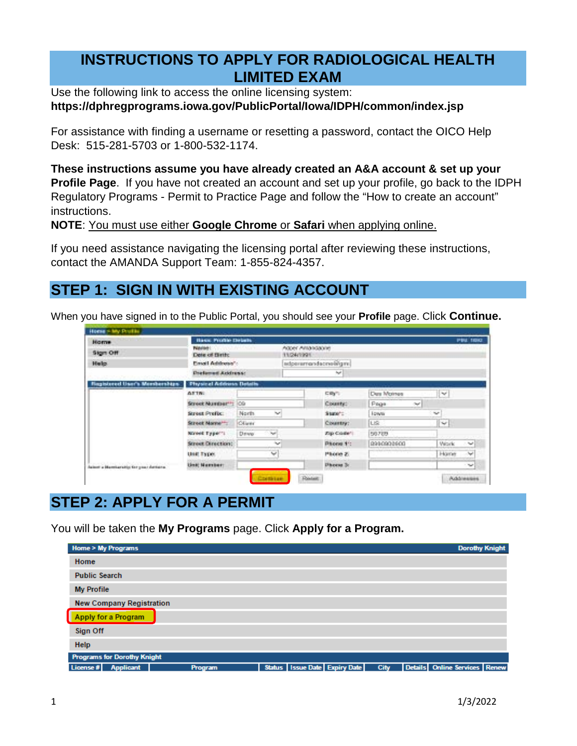# INSTRUCTIONS TO APPLY FOR RADIOLOGICAL HEALTH LIMITED EXAM

Use the following link to access the online licensing system:
**https://dphregprograms.iowa.gov/PublicPortal/Iowa/IDPH/common/index.jsp**

For assistance with finding a username or resetting a password, contact the OICO Help Desk: 515-281-5703 or 1-800-532-1174.

**These instructions assume you have already created an A&A account & set up your Profile Page**. If you have not created an account and set up your profile, go back to the IDPH Regulatory Programs - Permit to Practice Page and follow the "How to create an account" instructions.

**NOTE**: You must use either **Google Chrome** or **Safari** when applying online.

If you need assistance navigating the licensing portal after reviewing these instructions, contact the AMANDA Support Team: 1-855-824-4357.

## STEP 1: SIGN IN WITH EXISTING ACCOUNT

When you have signed in to the Public Portal, you should see your **Profile** page. Click **Continue.**

## STEP 2: APPLY FOR A PERMIT

You will be taken the **My Programs** page. Click **Apply for a Program.**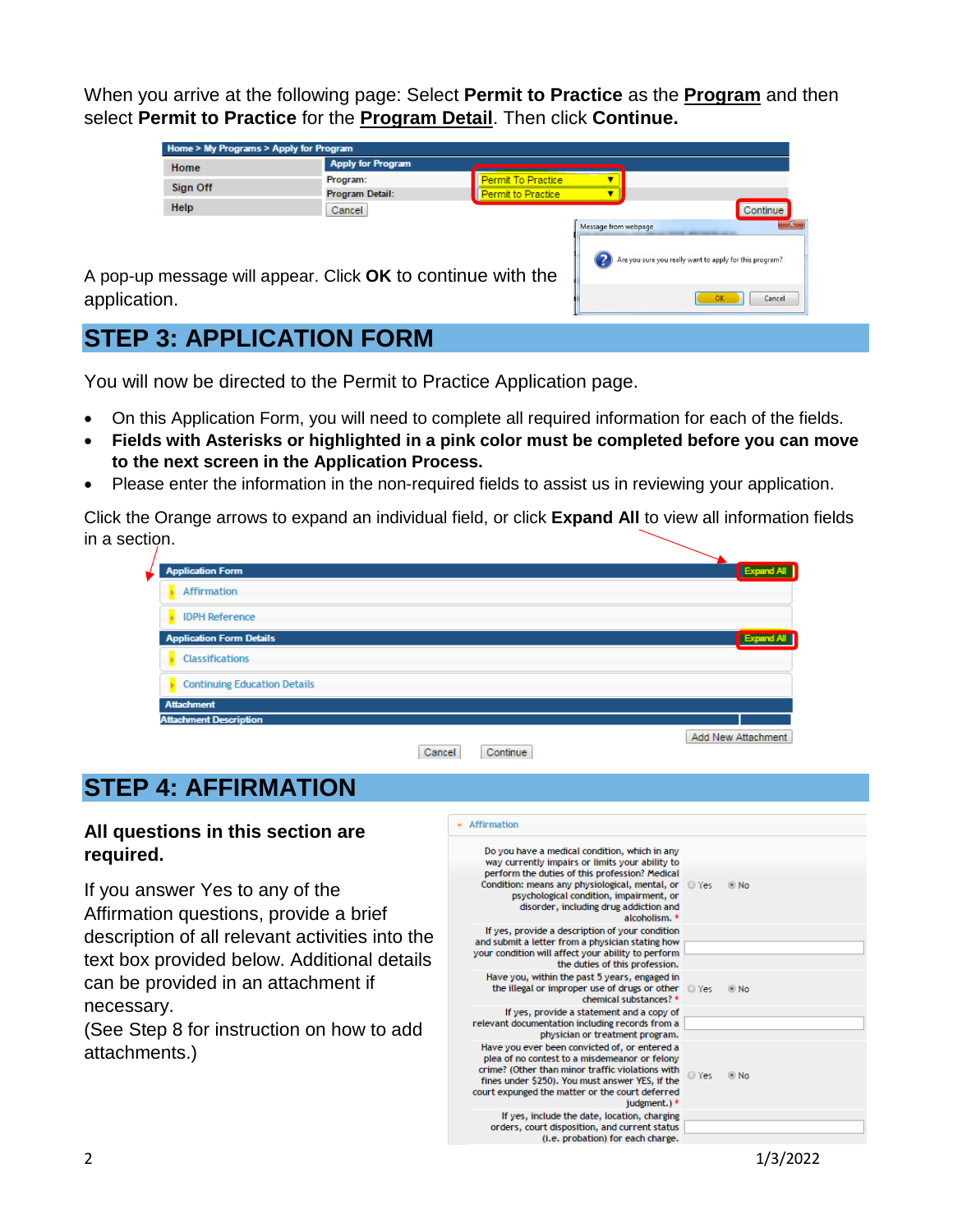When you arrive at the following page: Select **Permit to Practice** as the **Program** and then select **Permit to Practice** for the **Program Detail**. Then click **Continue.**

A pop-up message will appear. Click **OK** to continue with the application.

## STEP 3: APPLICATION FORM

You will now be directed to the Permit to Practice Application page.

- On this Application Form, you will need to complete all required information for each of the fields.
- **Fields with Asterisks or highlighted in a pink color must be completed before you can move to the next screen in the Application Process.**
- Please enter the information in the non-required fields to assist us in reviewing your application.

Click the Orange arrows to expand an individual field, or click **Expand All** to view all information fields in a section.

## STEP 4: AFFIRMATION

**All questions in this section are required.**

If you answer Yes to any of the Affirmation questions, provide a brief description of all relevant activities into the text box provided below. Additional details can be provided in an attachment if necessary.
(See Step 8 for instruction on how to add attachments.)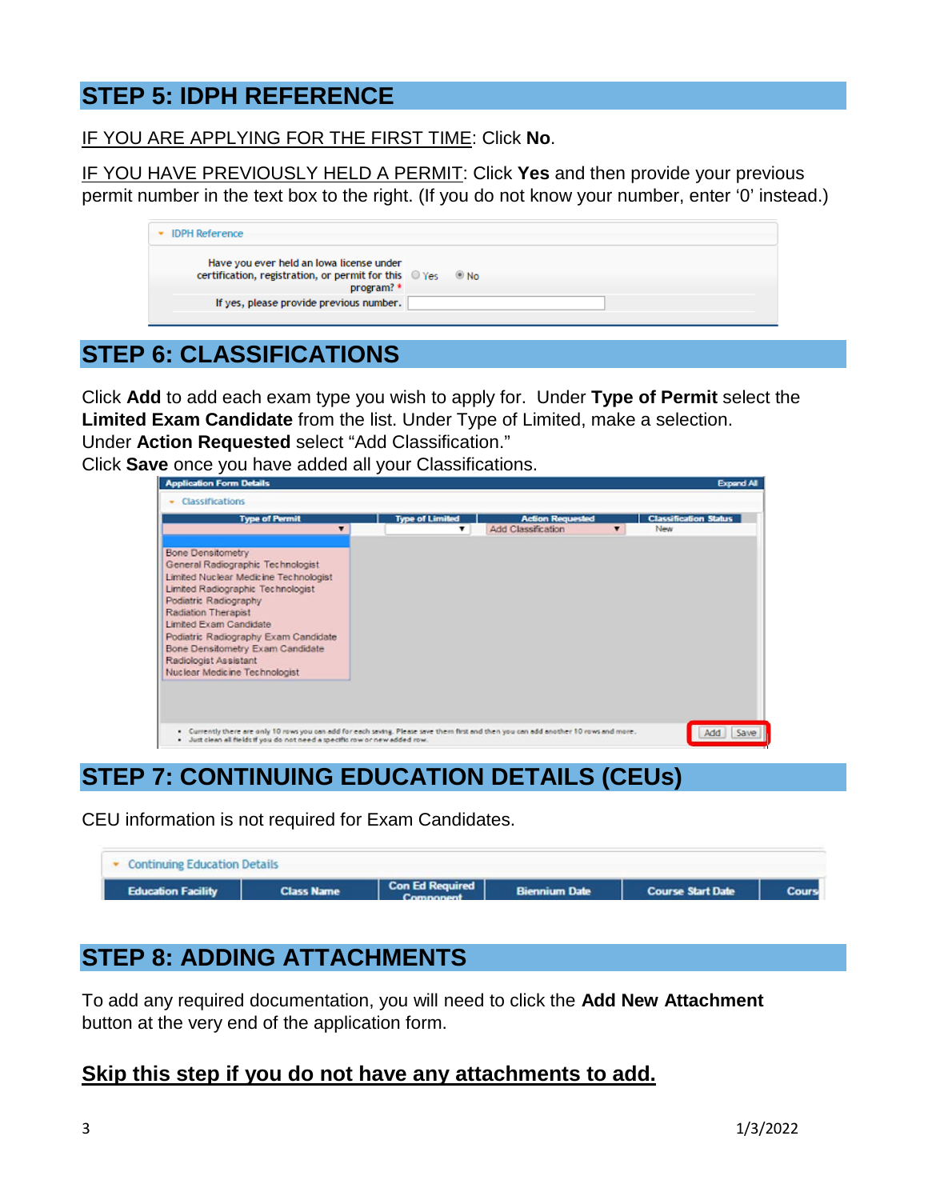## STEP 5: IDPH REFERENCE

IF YOU ARE APPLYING FOR THE FIRST TIME: Click **No**.

IF YOU HAVE PREVIOUSLY HELD A PERMIT: Click **Yes** and then provide your previous permit number in the text box to the right. (If you do not know your number, enter '0' instead.)

## STEP 6: CLASSIFICATIONS

Click **Add** to add each exam type you wish to apply for. Under **Type of Permit** select the **Limited Exam Candidate** from the list. Under Type of Limited, make a selection. Under **Action Requested** select "Add Classification."
Click **Save** once you have added all your Classifications.

## STEP 7: CONTINUING EDUCATION DETAILS (CEUs)

CEU information is not required for Exam Candidates.

## STEP 8: ADDING ATTACHMENTS

To add any required documentation, you will need to click the **Add New Attachment** button at the very end of the application form.

**Skip this step if you do not have any attachments to add.**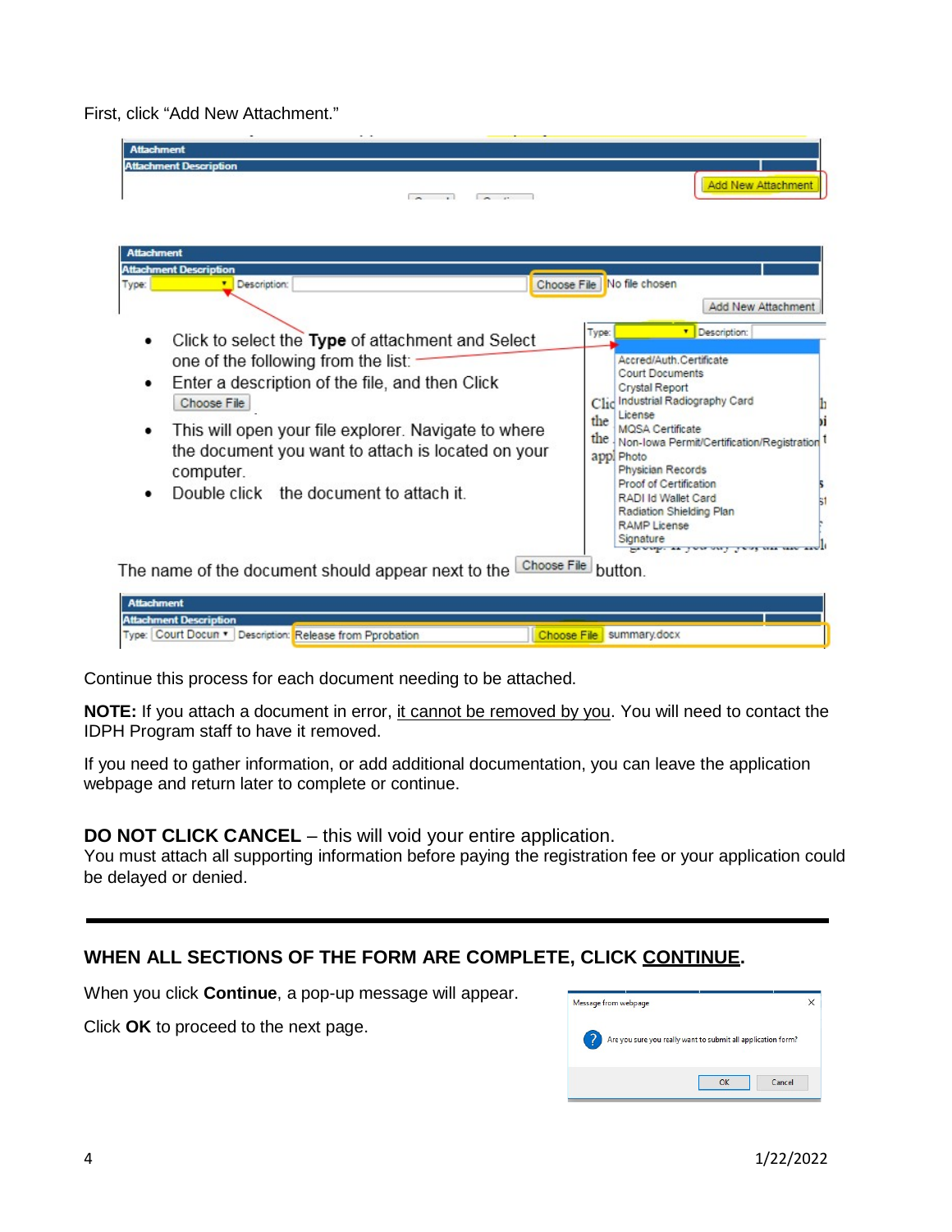First, click "Add New Attachment."

- Click to select the **Type** of attachment and Select one of the following from the list:
- Enter a description of the file, and then Click Choose File
- This will open your file explorer. Navigate to where the document you want to attach is located on your computer.
- Double click the document to attach it.

The name of the document should appear next to the Choose File button.

Continue this process for each document needing to be attached.

**NOTE:** If you attach a document in error, it cannot be removed by you. You will need to contact the IDPH Program staff to have it removed.

If you need to gather information, or add additional documentation, you can leave the application webpage and return later to complete or continue.

**DO NOT CLICK CANCEL** – this will void your entire application.
You must attach all supporting information before paying the registration fee or your application could be delayed or denied.

---

### WHEN ALL SECTIONS OF THE FORM ARE COMPLETE, CLICK CONTINUE.

When you click **Continue**, a pop-up message will appear.

Click **OK** to proceed to the next page.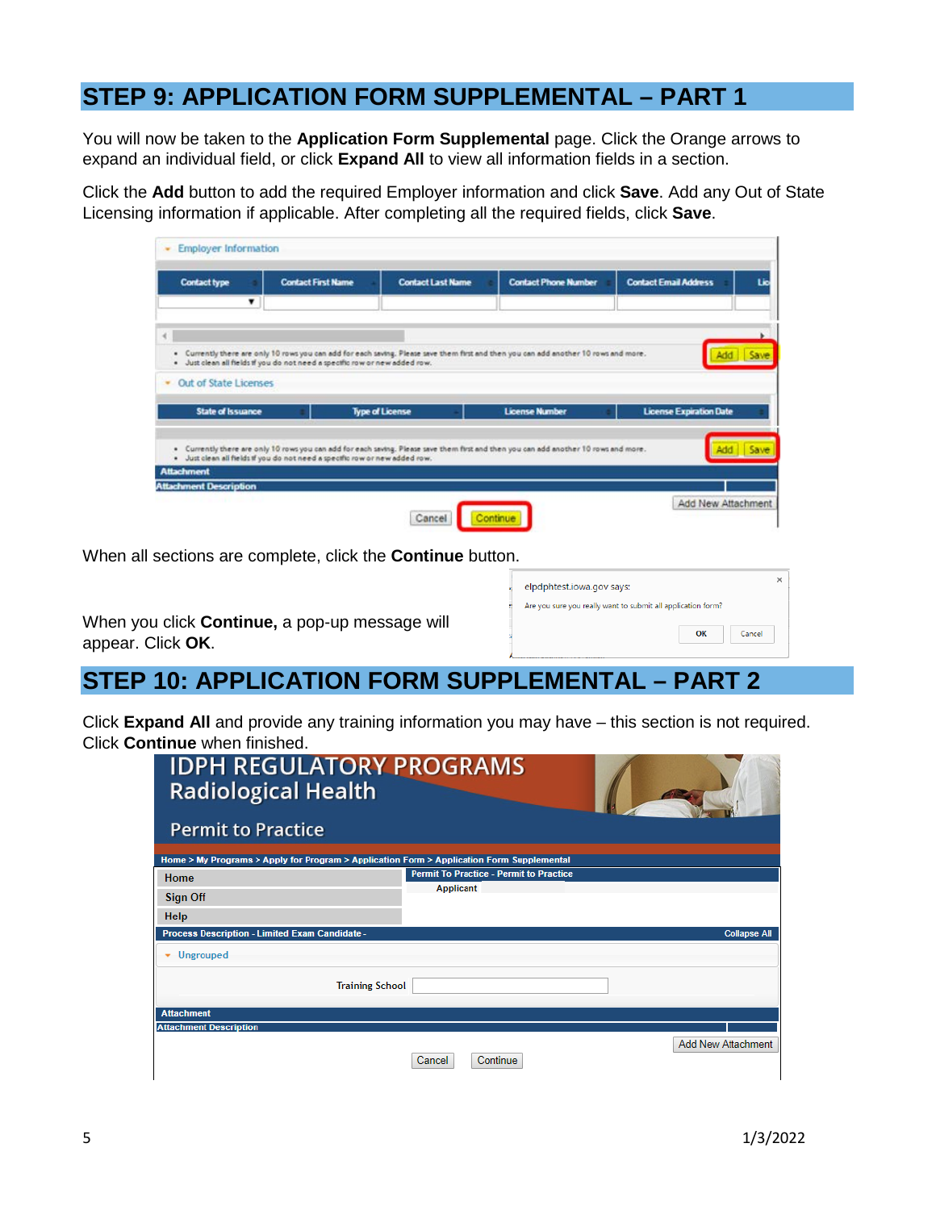## STEP 9: APPLICATION FORM SUPPLEMENTAL – PART 1

You will now be taken to the **Application Form Supplemental** page. Click the Orange arrows to expand an individual field, or click **Expand All** to view all information fields in a section.

Click the **Add** button to add the required Employer information and click **Save**. Add any Out of State Licensing information if applicable. After completing all the required fields, click **Save**.

When all sections are complete, click the **Continue** button.

When you click **Continue,** a pop-up message will appear. Click **OK**.

## STEP 10: APPLICATION FORM SUPPLEMENTAL – PART 2

Click **Expand All** and provide any training information you may have – this section is not required. Click **Continue** when finished.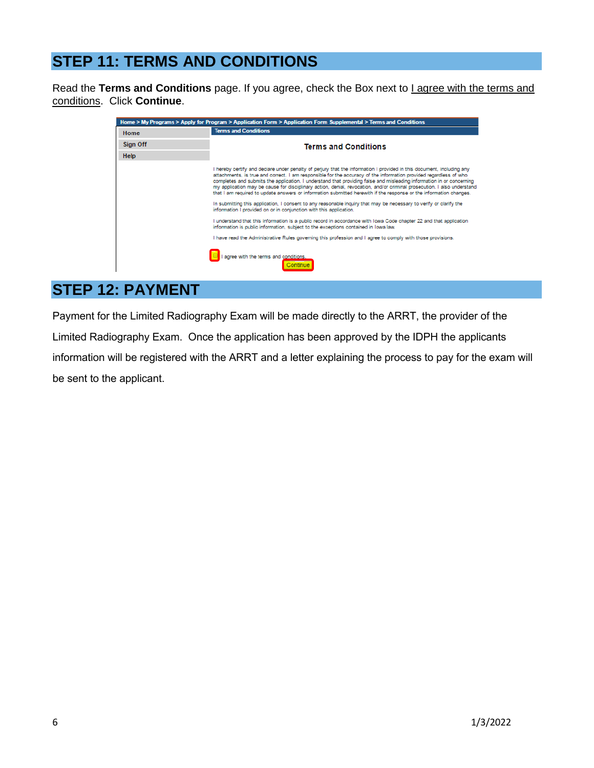## STEP 11: TERMS AND CONDITIONS

Read the **Terms and Conditions** page. If you agree, check the Box next to I agree with the terms and conditions. Click **Continue**.

Home > My Programs > Apply for Program > Application Form > Application Form Supplemental > Terms and Conditions

Home

Sign Off

Help

Terms and Conditions

**Terms and Conditions**

I hereby certify and declare under penalty of perjury that the information I provided in this document, including any attachments, is true and correct. I am responsible for the accuracy of the information provided regardless of who completes and submits the application. I understand that providing false and misleading information in or concerning my application may be cause for disciplinary action, denial, revocation, and/or criminal prosecution. I also understand that I am required to update answers or information submitted herewith if the response or the information changes.

In submitting this application, I consent to any reasonable inquiry that may be necessary to verify or clarify the information I provided on or in conjunction with this application.

I understand that this information is a public record in accordance with Iowa Code chapter 22 and that application information is public information, subject to the exceptions contained in Iowa law.

I have read the Administrative Rules governing this profession and I agree to comply with those provisions.

I agree with the terms and conditions.

Continue

## STEP 12: PAYMENT

Payment for the Limited Radiography Exam will be made directly to the ARRT, the provider of the Limited Radiography Exam. Once the application has been approved by the IDPH the applicants information will be registered with the ARRT and a letter explaining the process to pay for the exam will be sent to the applicant.